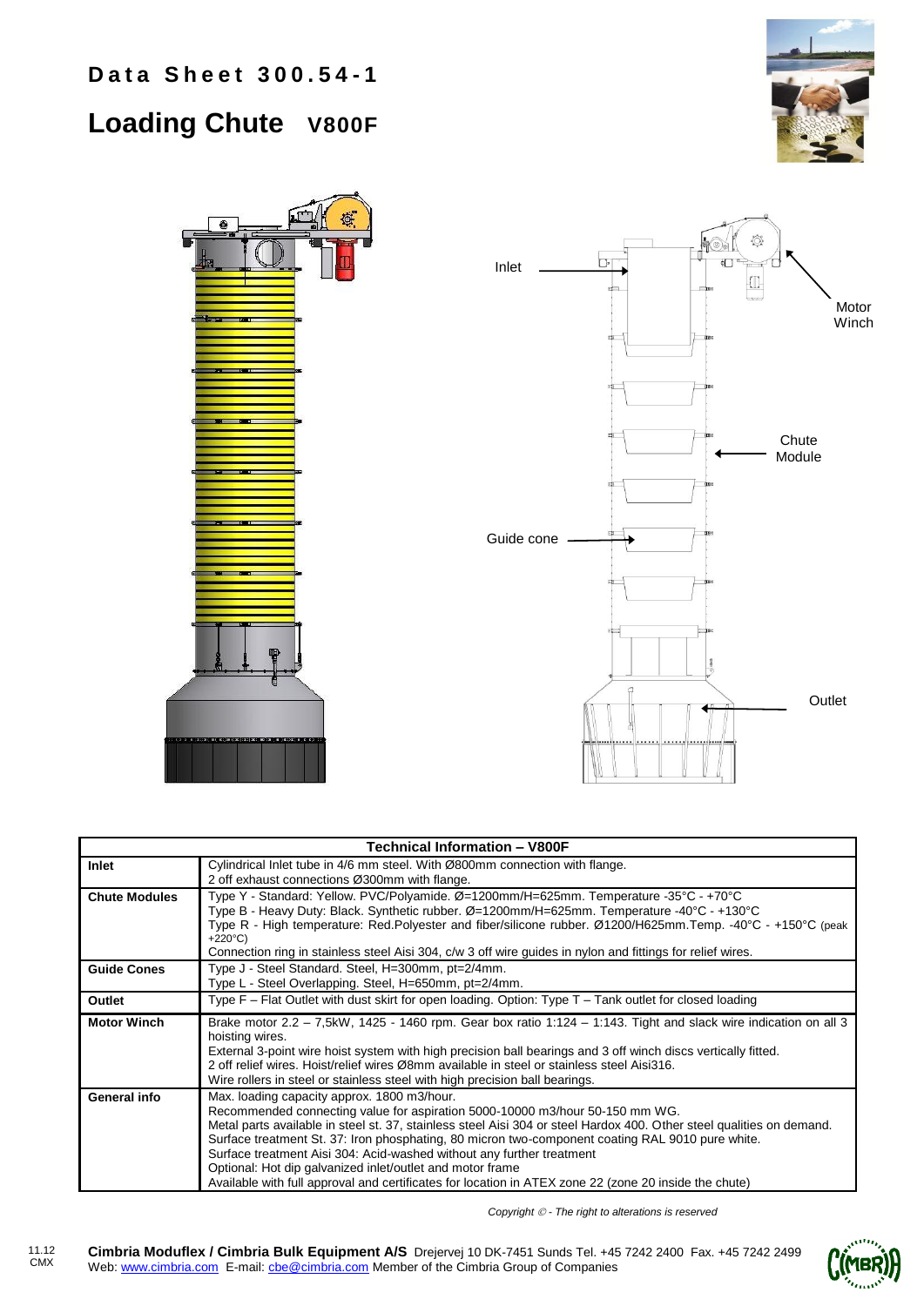# Data Sheet 300.54-1

## Loading Chute V800F

Inlet

Motor Winch

Chute Module

Guide cone

Outlet

| Technical Information – V800F | |
|---|---|
| **Inlet** | Cylindrical Inlet tube in 4/6 mm steel. With Ø800mm connection with flange.<br>2 off exhaust connections Ø300mm with flange. |
| **Chute Modules** | Type Y - Standard: Yellow. PVC/Polyamide. Ø=1200mm/H=625mm. Temperature -35°C - +70°C<br>Type B - Heavy Duty: Black. Synthetic rubber. Ø=1200mm/H=625mm. Temperature -40°C - +130°C<br>Type R - High temperature: Red.Polyester and fiber/silicone rubber. Ø1200/H625mm.Temp. -40°C - +150°C (peak +220°C)<br>Connection ring in stainless steel Aisi 304, c/w 3 off wire guides in nylon and fittings for relief wires. |
| **Guide Cones** | Type J - Steel Standard. Steel, H=300mm, pt=2/4mm.<br>Type L - Steel Overlapping. Steel, H=650mm, pt=2/4mm. |
| **Outlet** | Type F – Flat Outlet with dust skirt for open loading. Option: Type T – Tank outlet for closed loading |
| **Motor Winch** | Brake motor 2.2 – 7,5kW, 1425 - 1460 rpm. Gear box ratio 1:124 – 1:143. Tight and slack wire indication on all 3 hoisting wires.<br>External 3-point wire hoist system with high precision ball bearings and 3 off winch discs vertically fitted.<br>2 off relief wires. Hoist/relief wires Ø8mm available in steel or stainless steel Aisi316.<br>Wire rollers in steel or stainless steel with high precision ball bearings. |
| **General info** | Max. loading capacity approx. 1800 m3/hour.<br>Recommended connecting value for aspiration 5000-10000 m3/hour 50-150 mm WG.<br>Metal parts available in steel st. 37, stainless steel Aisi 304 or steel Hardox 400. Other steel qualities on demand.<br>Surface treatment St. 37: Iron phosphating, 80 micron two-component coating RAL 9010 pure white.<br>Surface treatment Aisi 304: Acid-washed without any further treatment<br>Optional: Hot dip galvanized inlet/outlet and motor frame<br>Available with full approval and certificates for location in ATEX zone 22 (zone 20 inside the chute) |

*Copyright © - The right to alterations is reserved*

11.12 CMX

**Cimbria Moduflex / Cimbria Bulk Equipment A/S** Drejervej 10 DK-7451 Sunds Tel. +45 7242 2400 Fax. +45 7242 2499
Web: www.cimbria.com E-mail: cbe@cimbria.com Member of the Cimbria Group of Companies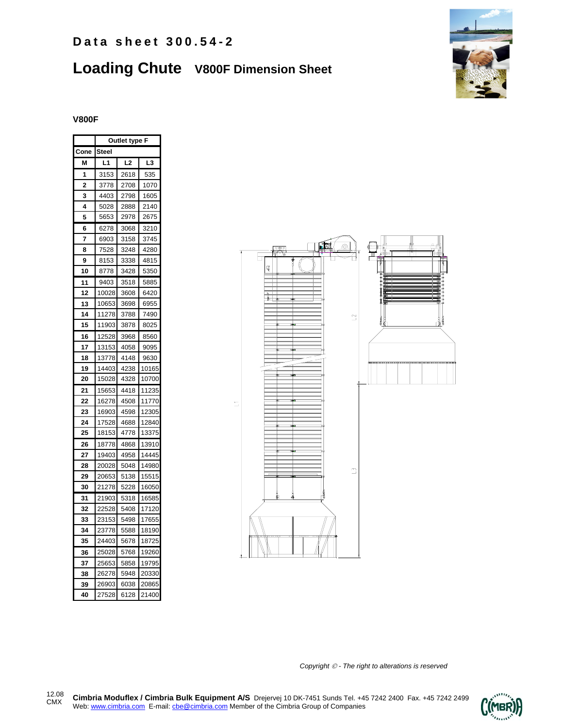**Data sheet 300.54-2**

# Loading Chute V800F Dimension Sheet

**V800F**

| | Outlet type F | | |
|---|---|---|---|
| **Cone** | **Steel** | | |
| **M** | **L1** | **L2** | **L3** |
| **1** | 3153 | 2618 | 535 |
| **2** | 3778 | 2708 | 1070 |
| **3** | 4403 | 2798 | 1605 |
| **4** | 5028 | 2888 | 2140 |
| **5** | 5653 | 2978 | 2675 |
| **6** | 6278 | 3068 | 3210 |
| **7** | 6903 | 3158 | 3745 |
| **8** | 7528 | 3248 | 4280 |
| **9** | 8153 | 3338 | 4815 |
| **10** | 8778 | 3428 | 5350 |
| **11** | 9403 | 3518 | 5885 |
| **12** | 10028 | 3608 | 6420 |
| **13** | 10653 | 3698 | 6955 |
| **14** | 11278 | 3788 | 7490 |
| **15** | 11903 | 3878 | 8025 |
| **16** | 12528 | 3968 | 8560 |
| **17** | 13153 | 4058 | 9095 |
| **18** | 13778 | 4148 | 9630 |
| **19** | 14403 | 4238 | 10165 |
| **20** | 15028 | 4328 | 10700 |
| **21** | 15653 | 4418 | 11235 |
| **22** | 16278 | 4508 | 11770 |
| **23** | 16903 | 4598 | 12305 |
| **24** | 17528 | 4688 | 12840 |
| **25** | 18153 | 4778 | 13375 |
| **26** | 18778 | 4868 | 13910 |
| **27** | 19403 | 4958 | 14445 |
| **28** | 20028 | 5048 | 14980 |
| **29** | 20653 | 5138 | 15515 |
| **30** | 21278 | 5228 | 16050 |
| **31** | 21903 | 5318 | 16585 |
| **32** | 22528 | 5408 | 17120 |
| **33** | 23153 | 5498 | 17655 |
| **34** | 23778 | 5588 | 18190 |
| **35** | 24403 | 5678 | 18725 |
| **36** | 25028 | 5768 | 19260 |
| **37** | 25653 | 5858 | 19795 |
| **38** | 26278 | 5948 | 20330 |
| **39** | 26903 | 6038 | 20865 |
| **40** | 27528 | 6128 | 21400 |

L1

L2

L3

*Copyright © - The right to alterations is reserved*

12.08
CMX

**Cimbria Moduflex / Cimbria Bulk Equipment A/S** Drejervej 10 DK-7451 Sunds Tel. +45 7242 2400 Fax. +45 7242 2499
Web: www.cimbria.com E-mail: cbe@cimbria.com Member of the Cimbria Group of Companies